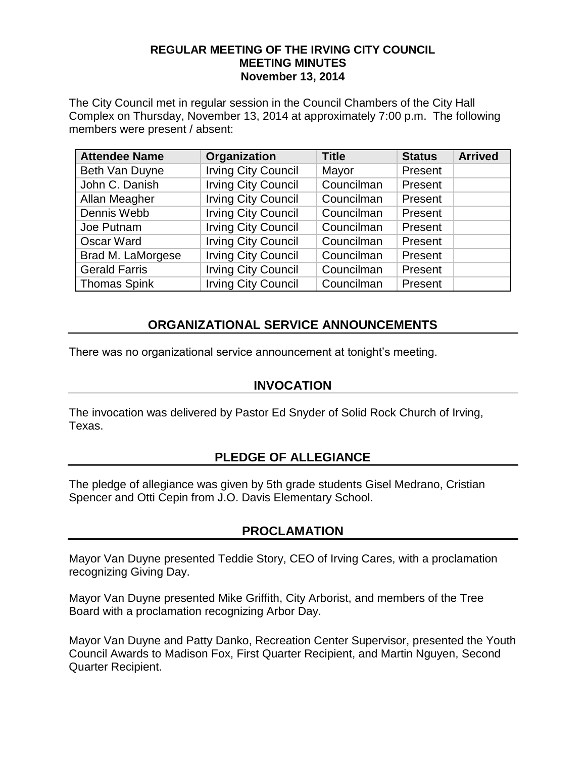# REGULAR MEETING OF THE IRVING CITY COUNCIL
# MEETING MINUTES
# November 13, 2014

The City Council met in regular session in the Council Chambers of the City Hall Complex on Thursday, November 13, 2014 at approximately 7:00 p.m. The following members were present / absent:

| Attendee Name | Organization | Title | Status | Arrived |
|---|---|---|---|---|
| Beth Van Duyne | Irving City Council | Mayor | Present | |
| John C. Danish | Irving City Council | Councilman | Present | |
| Allan Meagher | Irving City Council | Councilman | Present | |
| Dennis Webb | Irving City Council | Councilman | Present | |
| Joe Putnam | Irving City Council | Councilman | Present | |
| Oscar Ward | Irving City Council | Councilman | Present | |
| Brad M. LaMorgese | Irving City Council | Councilman | Present | |
| Gerald Farris | Irving City Council | Councilman | Present | |
| Thomas Spink | Irving City Council | Councilman | Present | |

## ORGANIZATIONAL SERVICE ANNOUNCEMENTS

There was no organizational service announcement at tonight's meeting.

## INVOCATION

The invocation was delivered by Pastor Ed Snyder of Solid Rock Church of Irving, Texas.

## PLEDGE OF ALLEGIANCE

The pledge of allegiance was given by 5th grade students Gisel Medrano, Cristian Spencer and Otti Cepin from J.O. Davis Elementary School.

## PROCLAMATION

Mayor Van Duyne presented Teddie Story, CEO of Irving Cares, with a proclamation recognizing Giving Day.

Mayor Van Duyne presented Mike Griffith, City Arborist, and members of the Tree Board with a proclamation recognizing Arbor Day.

Mayor Van Duyne and Patty Danko, Recreation Center Supervisor, presented the Youth Council Awards to Madison Fox, First Quarter Recipient, and Martin Nguyen, Second Quarter Recipient.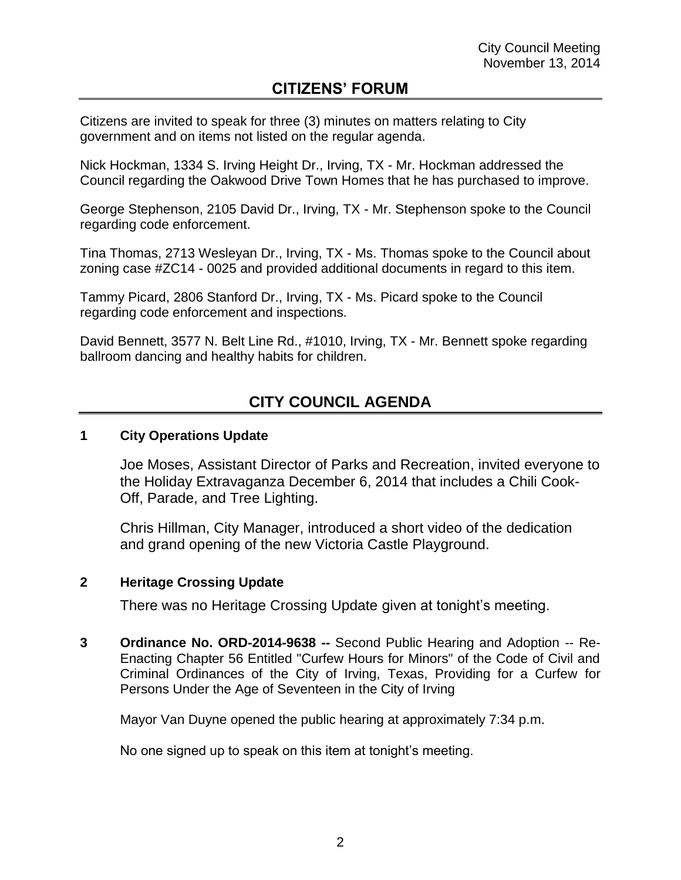## CITIZENS' FORUM

Citizens are invited to speak for three (3) minutes on matters relating to City government and on items not listed on the regular agenda.

Nick Hockman, 1334 S. Irving Height Dr., Irving, TX - Mr. Hockman addressed the Council regarding the Oakwood Drive Town Homes that he has purchased to improve.

George Stephenson, 2105 David Dr., Irving, TX - Mr. Stephenson spoke to the Council regarding code enforcement.

Tina Thomas, 2713 Wesleyan Dr., Irving, TX - Ms. Thomas spoke to the Council about zoning case #ZC14 - 0025 and provided additional documents in regard to this item.

Tammy Picard, 2806 Stanford Dr., Irving, TX - Ms. Picard spoke to the Council regarding code enforcement and inspections.

David Bennett, 3577 N. Belt Line Rd., #1010, Irving, TX - Mr. Bennett spoke regarding ballroom dancing and healthy habits for children.

## CITY COUNCIL AGENDA

**1 City Operations Update**

Joe Moses, Assistant Director of Parks and Recreation, invited everyone to the Holiday Extravaganza December 6, 2014 that includes a Chili Cook-Off, Parade, and Tree Lighting.

Chris Hillman, City Manager, introduced a short video of the dedication and grand opening of the new Victoria Castle Playground.

**2 Heritage Crossing Update**

There was no Heritage Crossing Update given at tonight's meeting.

**3 Ordinance No. ORD-2014-9638 --** Second Public Hearing and Adoption -- Re-Enacting Chapter 56 Entitled "Curfew Hours for Minors" of the Code of Civil and Criminal Ordinances of the City of Irving, Texas, Providing for a Curfew for Persons Under the Age of Seventeen in the City of Irving

Mayor Van Duyne opened the public hearing at approximately 7:34 p.m.

No one signed up to speak on this item at tonight's meeting.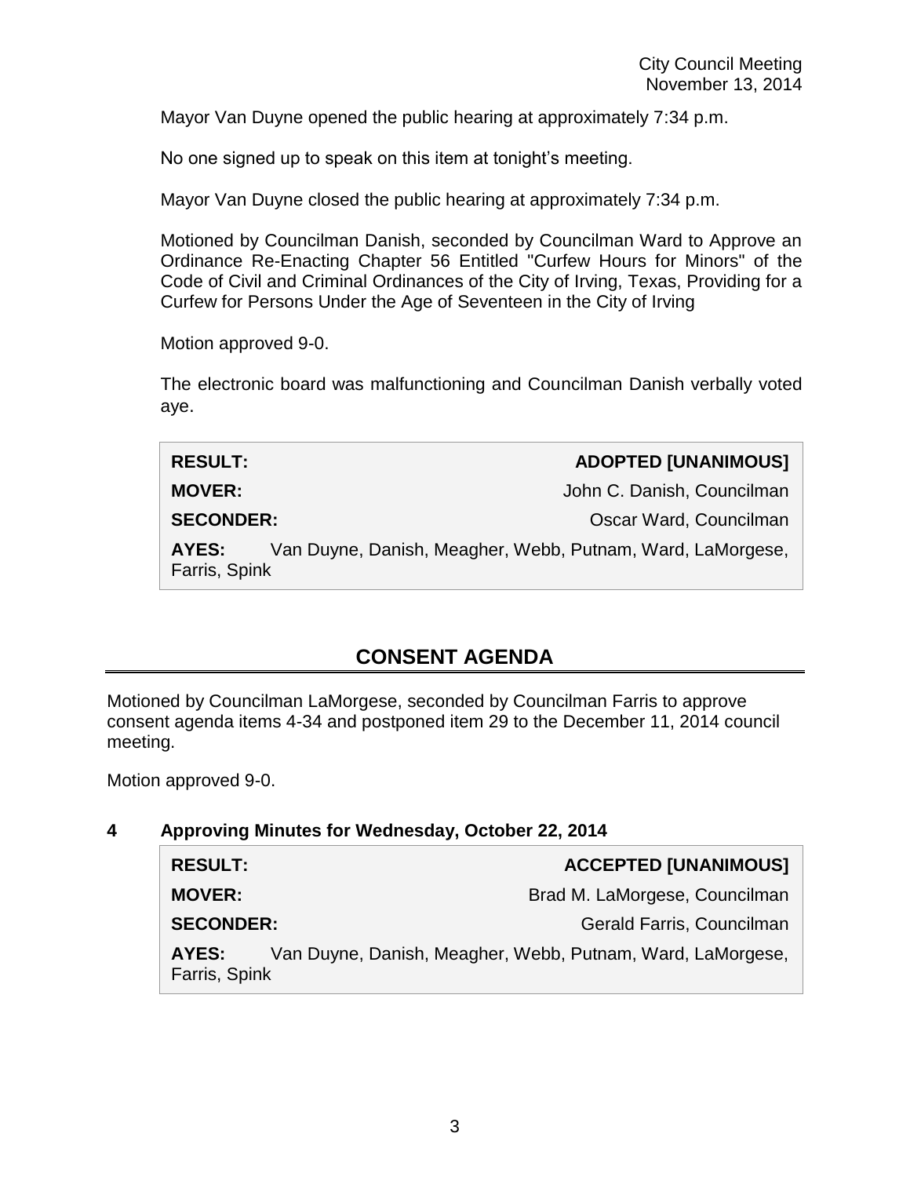Mayor Van Duyne opened the public hearing at approximately 7:34 p.m.

No one signed up to speak on this item at tonight's meeting.

Mayor Van Duyne closed the public hearing at approximately 7:34 p.m.

Motioned by Councilman Danish, seconded by Councilman Ward to Approve an Ordinance Re-Enacting Chapter 56 Entitled "Curfew Hours for Minors" of the Code of Civil and Criminal Ordinances of the City of Irving, Texas, Providing for a Curfew for Persons Under the Age of Seventeen in the City of Irving

Motion approved 9-0.

The electronic board was malfunctioning and Councilman Danish verbally voted aye.

| | |
|---|---|
| **RESULT:** | **ADOPTED [UNANIMOUS]** |
| **MOVER:** | John C. Danish, Councilman |
| **SECONDER:** | Oscar Ward, Councilman |
| **AYES:** | Van Duyne, Danish, Meagher, Webb, Putnam, Ward, LaMorgese, Farris, Spink |

## CONSENT AGENDA

Motioned by Councilman LaMorgese, seconded by Councilman Farris to approve consent agenda items 4-34 and postponed item 29 to the December 11, 2014 council meeting.

Motion approved 9-0.

### 4 Approving Minutes for Wednesday, October 22, 2014

| | |
|---|---|
| **RESULT:** | **ACCEPTED [UNANIMOUS]** |
| **MOVER:** | Brad M. LaMorgese, Councilman |
| **SECONDER:** | Gerald Farris, Councilman |
| **AYES:** | Van Duyne, Danish, Meagher, Webb, Putnam, Ward, LaMorgese, Farris, Spink |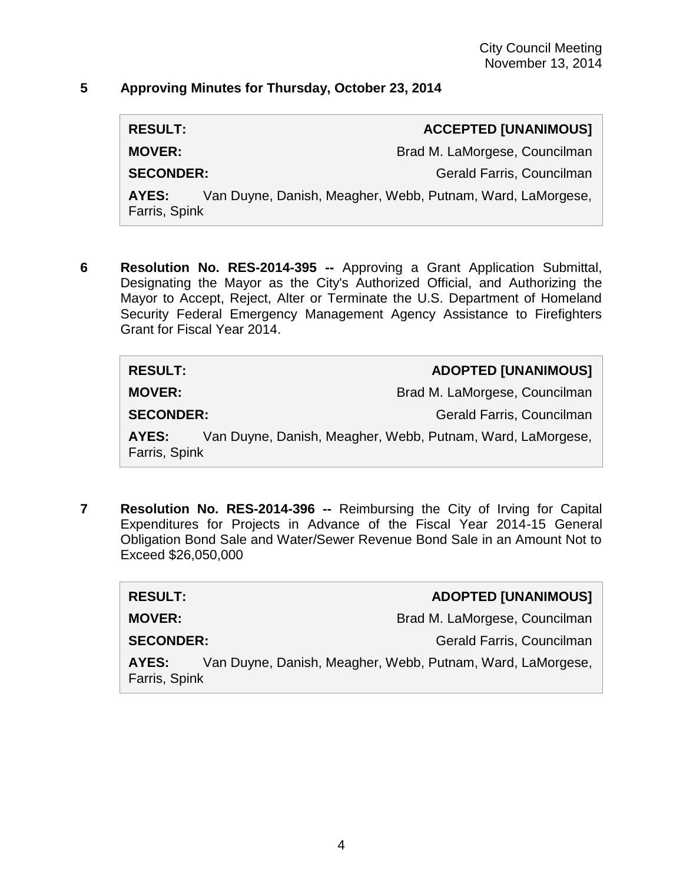**5 Approving Minutes for Thursday, October 23, 2014**

| | |
|---|---|
| **RESULT:** | **ACCEPTED [UNANIMOUS]** |
| **MOVER:** | Brad M. LaMorgese, Councilman |
| **SECONDER:** | Gerald Farris, Councilman |
| **AYES:** | Van Duyne, Danish, Meagher, Webb, Putnam, Ward, LaMorgese, Farris, Spink |

**6 Resolution No. RES-2014-395 --** Approving a Grant Application Submittal, Designating the Mayor as the City's Authorized Official, and Authorizing the Mayor to Accept, Reject, Alter or Terminate the U.S. Department of Homeland Security Federal Emergency Management Agency Assistance to Firefighters Grant for Fiscal Year 2014.

| | |
|---|---|
| **RESULT:** | **ADOPTED [UNANIMOUS]** |
| **MOVER:** | Brad M. LaMorgese, Councilman |
| **SECONDER:** | Gerald Farris, Councilman |
| **AYES:** | Van Duyne, Danish, Meagher, Webb, Putnam, Ward, LaMorgese, Farris, Spink |

**7 Resolution No. RES-2014-396 --** Reimbursing the City of Irving for Capital Expenditures for Projects in Advance of the Fiscal Year 2014-15 General Obligation Bond Sale and Water/Sewer Revenue Bond Sale in an Amount Not to Exceed $26,050,000

| | |
|---|---|
| **RESULT:** | **ADOPTED [UNANIMOUS]** |
| **MOVER:** | Brad M. LaMorgese, Councilman |
| **SECONDER:** | Gerald Farris, Councilman |
| **AYES:** | Van Duyne, Danish, Meagher, Webb, Putnam, Ward, LaMorgese, Farris, Spink |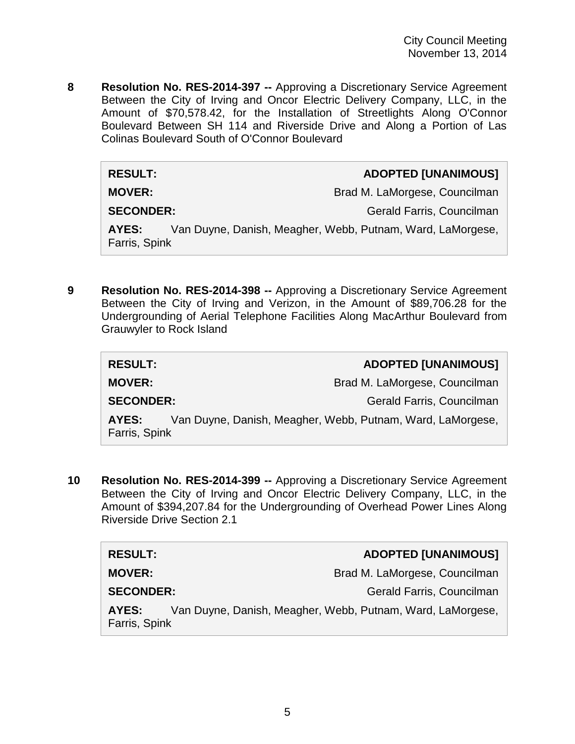**8** **Resolution No. RES-2014-397 --** Approving a Discretionary Service Agreement Between the City of Irving and Oncor Electric Delivery Company, LLC, in the Amount of $70,578.42, for the Installation of Streetlights Along O'Connor Boulevard Between SH 114 and Riverside Drive and Along a Portion of Las Colinas Boulevard South of O'Connor Boulevard

| | |
|---|---|
| **RESULT:** | **ADOPTED [UNANIMOUS]** |
| **MOVER:** | Brad M. LaMorgese, Councilman |
| **SECONDER:** | Gerald Farris, Councilman |
| **AYES:** | Van Duyne, Danish, Meagher, Webb, Putnam, Ward, LaMorgese, Farris, Spink |

**9** **Resolution No. RES-2014-398 --** Approving a Discretionary Service Agreement Between the City of Irving and Verizon, in the Amount of $89,706.28 for the Undergrounding of Aerial Telephone Facilities Along MacArthur Boulevard from Grauwyler to Rock Island

| | |
|---|---|
| **RESULT:** | **ADOPTED [UNANIMOUS]** |
| **MOVER:** | Brad M. LaMorgese, Councilman |
| **SECONDER:** | Gerald Farris, Councilman |
| **AYES:** | Van Duyne, Danish, Meagher, Webb, Putnam, Ward, LaMorgese, Farris, Spink |

**10** **Resolution No. RES-2014-399 --** Approving a Discretionary Service Agreement Between the City of Irving and Oncor Electric Delivery Company, LLC, in the Amount of $394,207.84 for the Undergrounding of Overhead Power Lines Along Riverside Drive Section 2.1

| | |
|---|---|
| **RESULT:** | **ADOPTED [UNANIMOUS]** |
| **MOVER:** | Brad M. LaMorgese, Councilman |
| **SECONDER:** | Gerald Farris, Councilman |
| **AYES:** | Van Duyne, Danish, Meagher, Webb, Putnam, Ward, LaMorgese, Farris, Spink |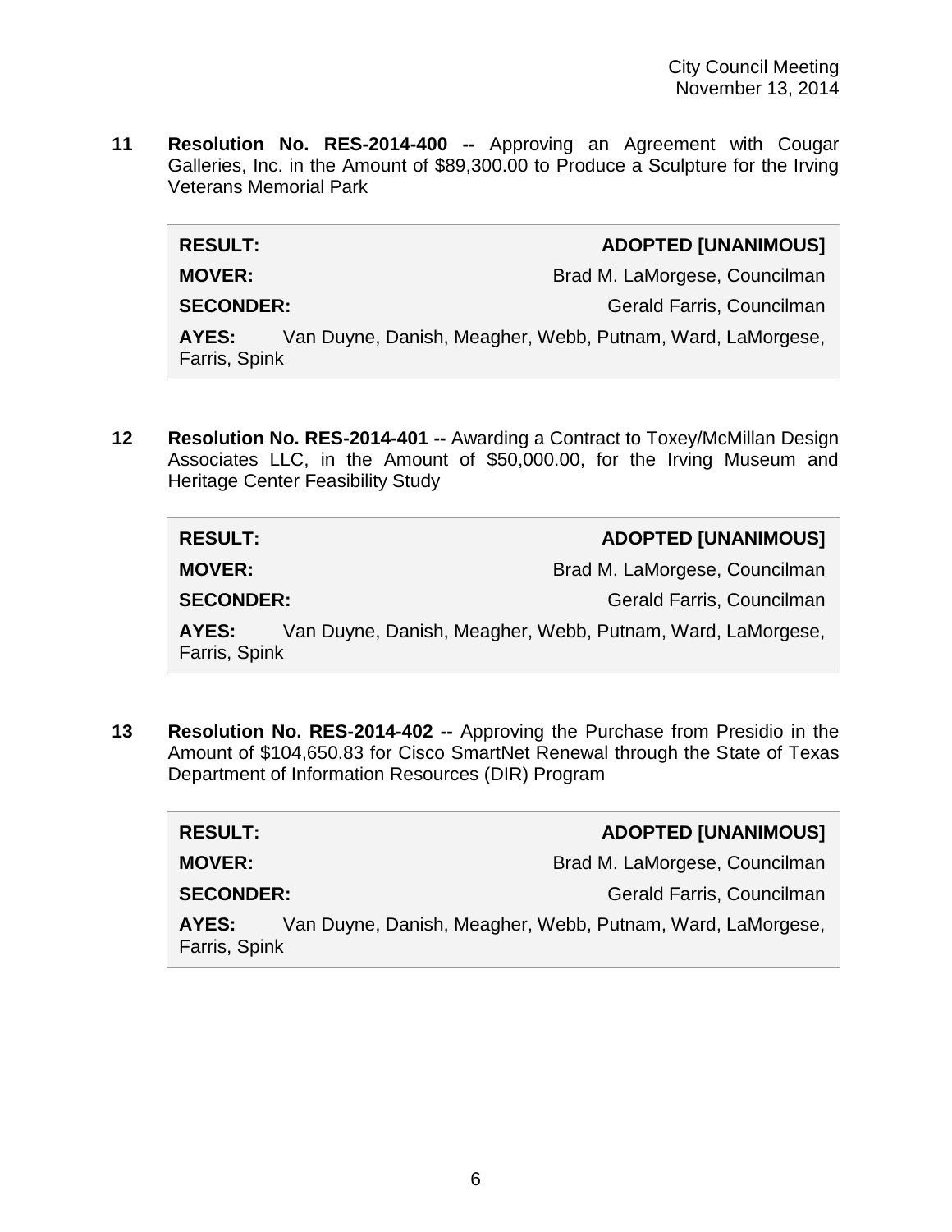**11 Resolution No. RES-2014-400 --** Approving an Agreement with Cougar Galleries, Inc. in the Amount of $89,300.00 to Produce a Sculpture for the Irving Veterans Memorial Park

| | |
|---|---|
| **RESULT:** | **ADOPTED [UNANIMOUS]** |
| **MOVER:** | Brad M. LaMorgese, Councilman |
| **SECONDER:** | Gerald Farris, Councilman |
| **AYES:** | Van Duyne, Danish, Meagher, Webb, Putnam, Ward, LaMorgese, Farris, Spink |

**12 Resolution No. RES-2014-401 --** Awarding a Contract to Toxey/McMillan Design Associates LLC, in the Amount of $50,000.00, for the Irving Museum and Heritage Center Feasibility Study

| | |
|---|---|
| **RESULT:** | **ADOPTED [UNANIMOUS]** |
| **MOVER:** | Brad M. LaMorgese, Councilman |
| **SECONDER:** | Gerald Farris, Councilman |
| **AYES:** | Van Duyne, Danish, Meagher, Webb, Putnam, Ward, LaMorgese, Farris, Spink |

**13 Resolution No. RES-2014-402 --** Approving the Purchase from Presidio in the Amount of $104,650.83 for Cisco SmartNet Renewal through the State of Texas Department of Information Resources (DIR) Program

| | |
|---|---|
| **RESULT:** | **ADOPTED [UNANIMOUS]** |
| **MOVER:** | Brad M. LaMorgese, Councilman |
| **SECONDER:** | Gerald Farris, Councilman |
| **AYES:** | Van Duyne, Danish, Meagher, Webb, Putnam, Ward, LaMorgese, Farris, Spink |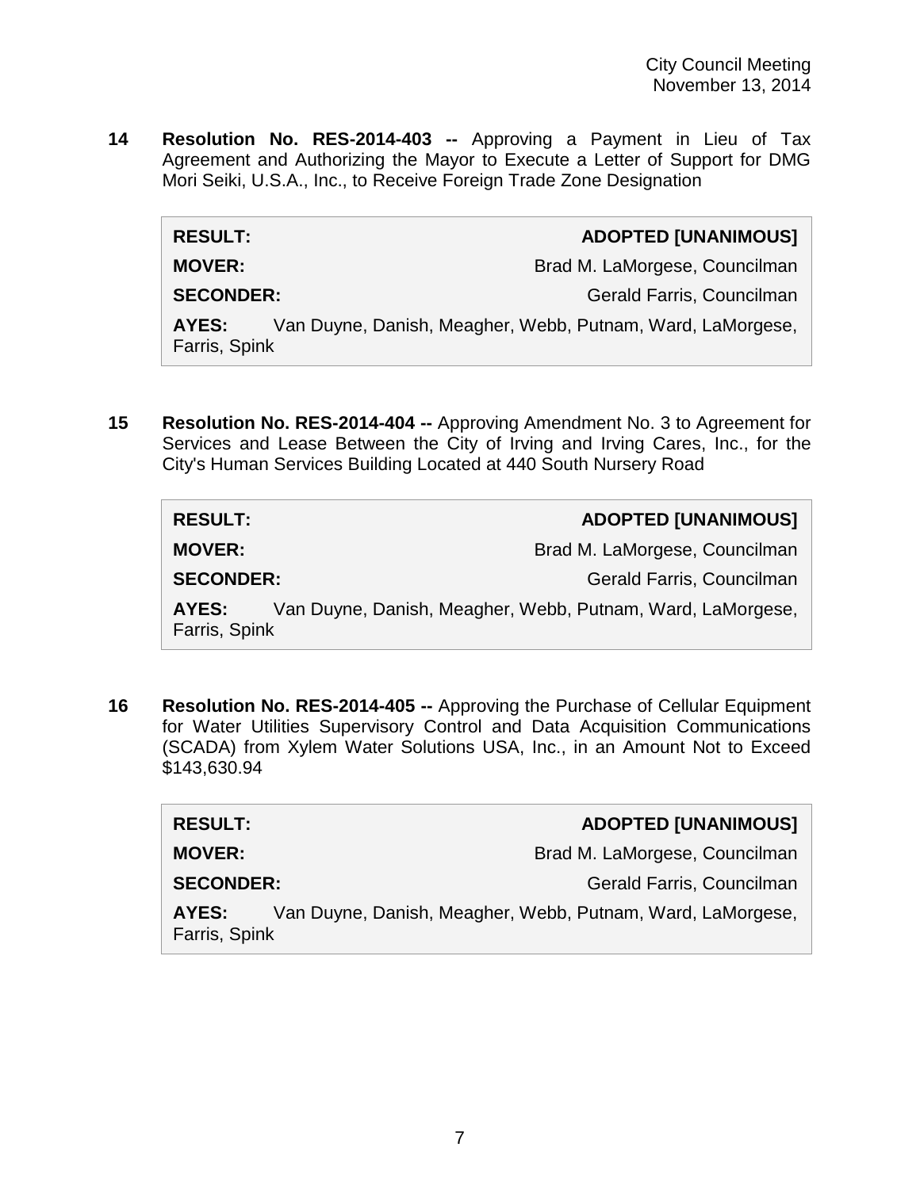**14 Resolution No. RES-2014-403 --** Approving a Payment in Lieu of Tax Agreement and Authorizing the Mayor to Execute a Letter of Support for DMG Mori Seiki, U.S.A., Inc., to Receive Foreign Trade Zone Designation

| | |
|---|---|
| **RESULT:** | **ADOPTED [UNANIMOUS]** |
| **MOVER:** | Brad M. LaMorgese, Councilman |
| **SECONDER:** | Gerald Farris, Councilman |
| **AYES:** | Van Duyne, Danish, Meagher, Webb, Putnam, Ward, LaMorgese, Farris, Spink |

**15 Resolution No. RES-2014-404 --** Approving Amendment No. 3 to Agreement for Services and Lease Between the City of Irving and Irving Cares, Inc., for the City's Human Services Building Located at 440 South Nursery Road

| | |
|---|---|
| **RESULT:** | **ADOPTED [UNANIMOUS]** |
| **MOVER:** | Brad M. LaMorgese, Councilman |
| **SECONDER:** | Gerald Farris, Councilman |
| **AYES:** | Van Duyne, Danish, Meagher, Webb, Putnam, Ward, LaMorgese, Farris, Spink |

**16 Resolution No. RES-2014-405 --** Approving the Purchase of Cellular Equipment for Water Utilities Supervisory Control and Data Acquisition Communications (SCADA) from Xylem Water Solutions USA, Inc., in an Amount Not to Exceed $143,630.94

| | |
|---|---|
| **RESULT:** | **ADOPTED [UNANIMOUS]** |
| **MOVER:** | Brad M. LaMorgese, Councilman |
| **SECONDER:** | Gerald Farris, Councilman |
| **AYES:** | Van Duyne, Danish, Meagher, Webb, Putnam, Ward, LaMorgese, Farris, Spink |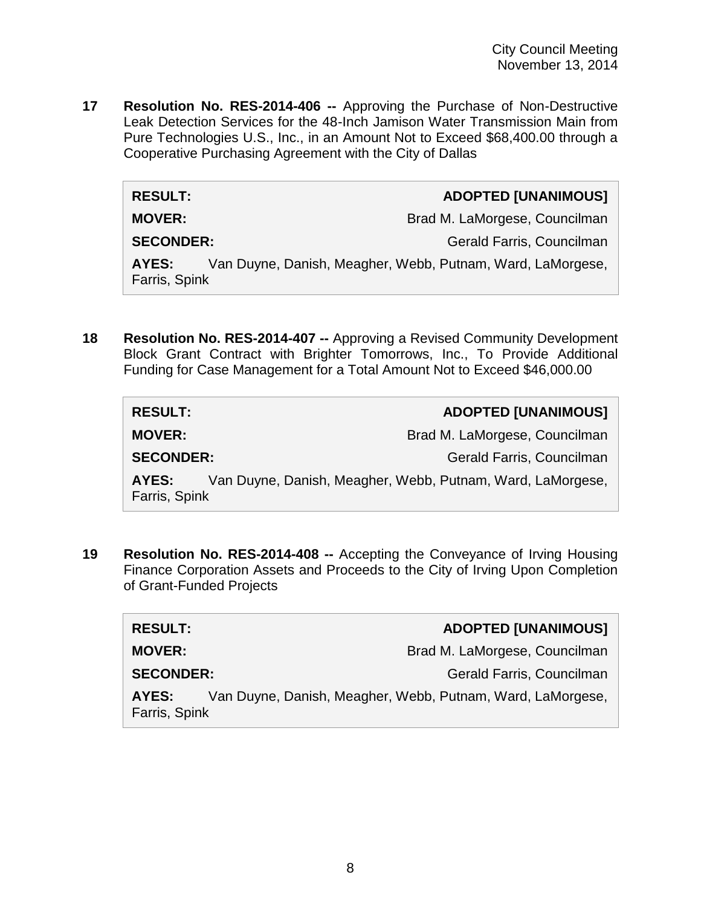**17** **Resolution No. RES-2014-406 --** Approving the Purchase of Non-Destructive Leak Detection Services for the 48-Inch Jamison Water Transmission Main from Pure Technologies U.S., Inc., in an Amount Not to Exceed $68,400.00 through a Cooperative Purchasing Agreement with the City of Dallas

| | |
|---|---|
| **RESULT:** | **ADOPTED [UNANIMOUS]** |
| **MOVER:** | Brad M. LaMorgese, Councilman |
| **SECONDER:** | Gerald Farris, Councilman |
| **AYES:** | Van Duyne, Danish, Meagher, Webb, Putnam, Ward, LaMorgese, Farris, Spink |

**18** **Resolution No. RES-2014-407 --** Approving a Revised Community Development Block Grant Contract with Brighter Tomorrows, Inc., To Provide Additional Funding for Case Management for a Total Amount Not to Exceed $46,000.00

| | |
|---|---|
| **RESULT:** | **ADOPTED [UNANIMOUS]** |
| **MOVER:** | Brad M. LaMorgese, Councilman |
| **SECONDER:** | Gerald Farris, Councilman |
| **AYES:** | Van Duyne, Danish, Meagher, Webb, Putnam, Ward, LaMorgese, Farris, Spink |

**19** **Resolution No. RES-2014-408 --** Accepting the Conveyance of Irving Housing Finance Corporation Assets and Proceeds to the City of Irving Upon Completion of Grant-Funded Projects

| | |
|---|---|
| **RESULT:** | **ADOPTED [UNANIMOUS]** |
| **MOVER:** | Brad M. LaMorgese, Councilman |
| **SECONDER:** | Gerald Farris, Councilman |
| **AYES:** | Van Duyne, Danish, Meagher, Webb, Putnam, Ward, LaMorgese, Farris, Spink |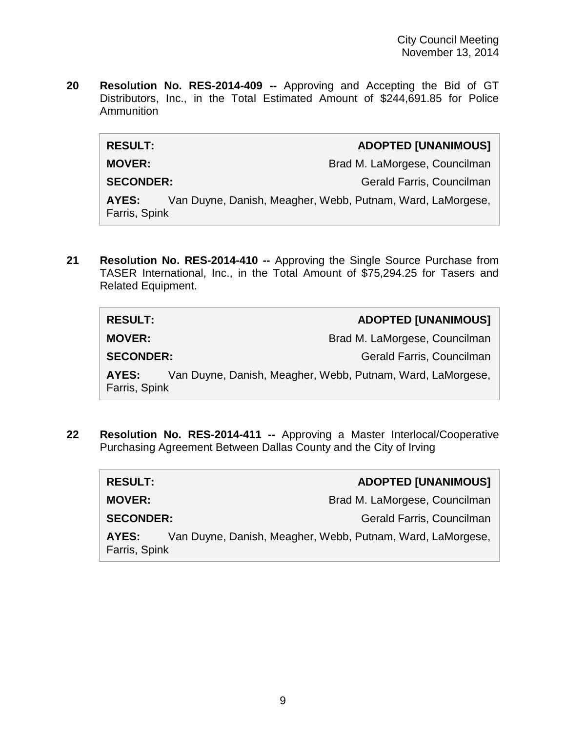**20 Resolution No. RES-2014-409 --** Approving and Accepting the Bid of GT Distributors, Inc., in the Total Estimated Amount of $244,691.85 for Police Ammunition

| | |
|---|---|
| **RESULT:** | **ADOPTED [UNANIMOUS]** |
| **MOVER:** | Brad M. LaMorgese, Councilman |
| **SECONDER:** | Gerald Farris, Councilman |
| **AYES:** | Van Duyne, Danish, Meagher, Webb, Putnam, Ward, LaMorgese, Farris, Spink |

**21 Resolution No. RES-2014-410 --** Approving the Single Source Purchase from TASER International, Inc., in the Total Amount of $75,294.25 for Tasers and Related Equipment.

| | |
|---|---|
| **RESULT:** | **ADOPTED [UNANIMOUS]** |
| **MOVER:** | Brad M. LaMorgese, Councilman |
| **SECONDER:** | Gerald Farris, Councilman |
| **AYES:** | Van Duyne, Danish, Meagher, Webb, Putnam, Ward, LaMorgese, Farris, Spink |

**22 Resolution No. RES-2014-411 --** Approving a Master Interlocal/Cooperative Purchasing Agreement Between Dallas County and the City of Irving

| | |
|---|---|
| **RESULT:** | **ADOPTED [UNANIMOUS]** |
| **MOVER:** | Brad M. LaMorgese, Councilman |
| **SECONDER:** | Gerald Farris, Councilman |
| **AYES:** | Van Duyne, Danish, Meagher, Webb, Putnam, Ward, LaMorgese, Farris, Spink |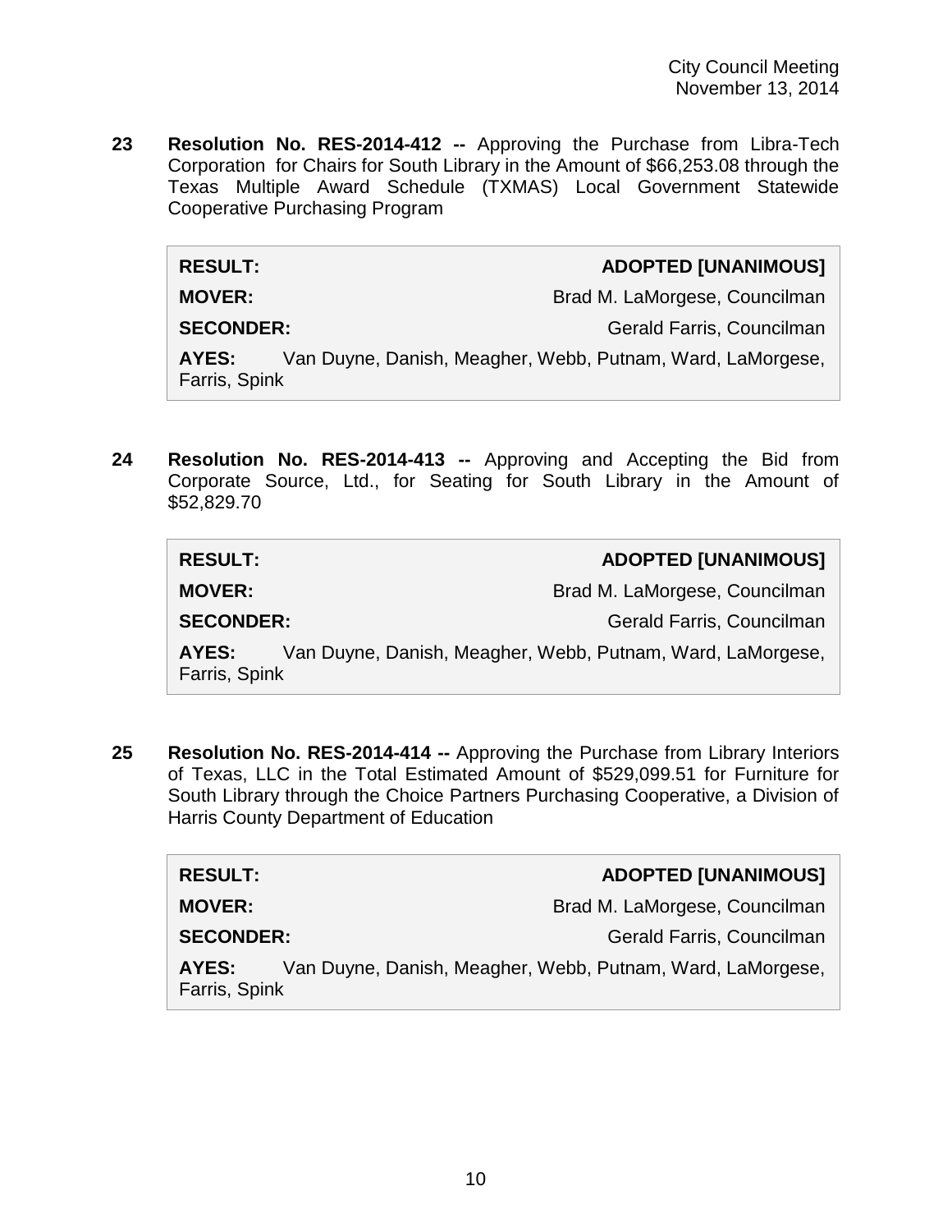**23 Resolution No. RES-2014-412 --** Approving the Purchase from Libra-Tech Corporation for Chairs for South Library in the Amount of $66,253.08 through the Texas Multiple Award Schedule (TXMAS) Local Government Statewide Cooperative Purchasing Program

| | |
|---|---|
| **RESULT:** | **ADOPTED [UNANIMOUS]** |
| **MOVER:** | Brad M. LaMorgese, Councilman |
| **SECONDER:** | Gerald Farris, Councilman |
| **AYES:** | Van Duyne, Danish, Meagher, Webb, Putnam, Ward, LaMorgese, Farris, Spink |

**24 Resolution No. RES-2014-413 --** Approving and Accepting the Bid from Corporate Source, Ltd., for Seating for South Library in the Amount of $52,829.70

| | |
|---|---|
| **RESULT:** | **ADOPTED [UNANIMOUS]** |
| **MOVER:** | Brad M. LaMorgese, Councilman |
| **SECONDER:** | Gerald Farris, Councilman |
| **AYES:** | Van Duyne, Danish, Meagher, Webb, Putnam, Ward, LaMorgese, Farris, Spink |

**25 Resolution No. RES-2014-414 --** Approving the Purchase from Library Interiors of Texas, LLC in the Total Estimated Amount of $529,099.51 for Furniture for South Library through the Choice Partners Purchasing Cooperative, a Division of Harris County Department of Education

| | |
|---|---|
| **RESULT:** | **ADOPTED [UNANIMOUS]** |
| **MOVER:** | Brad M. LaMorgese, Councilman |
| **SECONDER:** | Gerald Farris, Councilman |
| **AYES:** | Van Duyne, Danish, Meagher, Webb, Putnam, Ward, LaMorgese, Farris, Spink |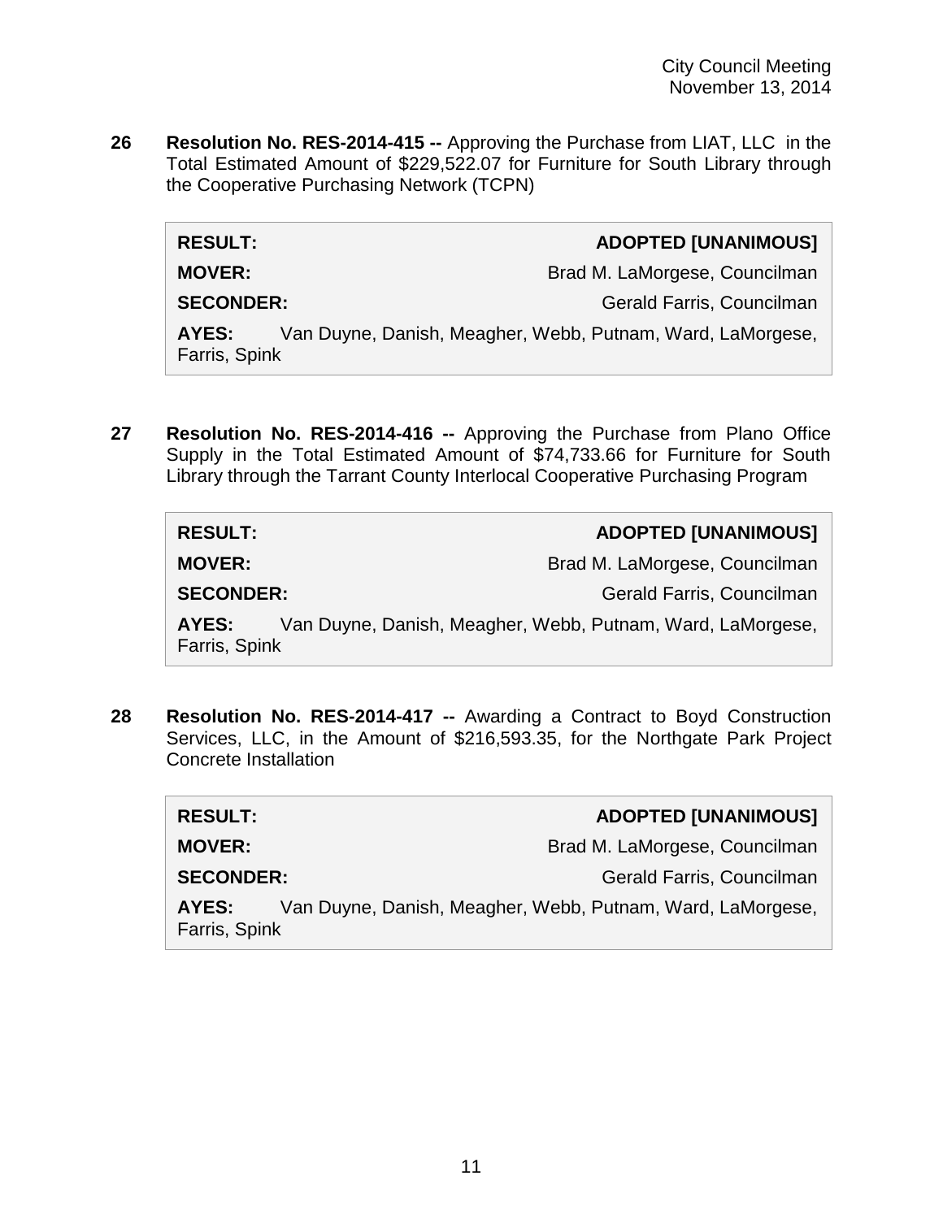**26 Resolution No. RES-2014-415 --** Approving the Purchase from LIAT, LLC in the Total Estimated Amount of $229,522.07 for Furniture for South Library through the Cooperative Purchasing Network (TCPN)

| | |
|---|---|
| **RESULT:** | **ADOPTED [UNANIMOUS]** |
| **MOVER:** | Brad M. LaMorgese, Councilman |
| **SECONDER:** | Gerald Farris, Councilman |
| **AYES:** | Van Duyne, Danish, Meagher, Webb, Putnam, Ward, LaMorgese, Farris, Spink |

**27 Resolution No. RES-2014-416 --** Approving the Purchase from Plano Office Supply in the Total Estimated Amount of $74,733.66 for Furniture for South Library through the Tarrant County Interlocal Cooperative Purchasing Program

| | |
|---|---|
| **RESULT:** | **ADOPTED [UNANIMOUS]** |
| **MOVER:** | Brad M. LaMorgese, Councilman |
| **SECONDER:** | Gerald Farris, Councilman |
| **AYES:** | Van Duyne, Danish, Meagher, Webb, Putnam, Ward, LaMorgese, Farris, Spink |

**28 Resolution No. RES-2014-417 --** Awarding a Contract to Boyd Construction Services, LLC, in the Amount of $216,593.35, for the Northgate Park Project Concrete Installation

| | |
|---|---|
| **RESULT:** | **ADOPTED [UNANIMOUS]** |
| **MOVER:** | Brad M. LaMorgese, Councilman |
| **SECONDER:** | Gerald Farris, Councilman |
| **AYES:** | Van Duyne, Danish, Meagher, Webb, Putnam, Ward, LaMorgese, Farris, Spink |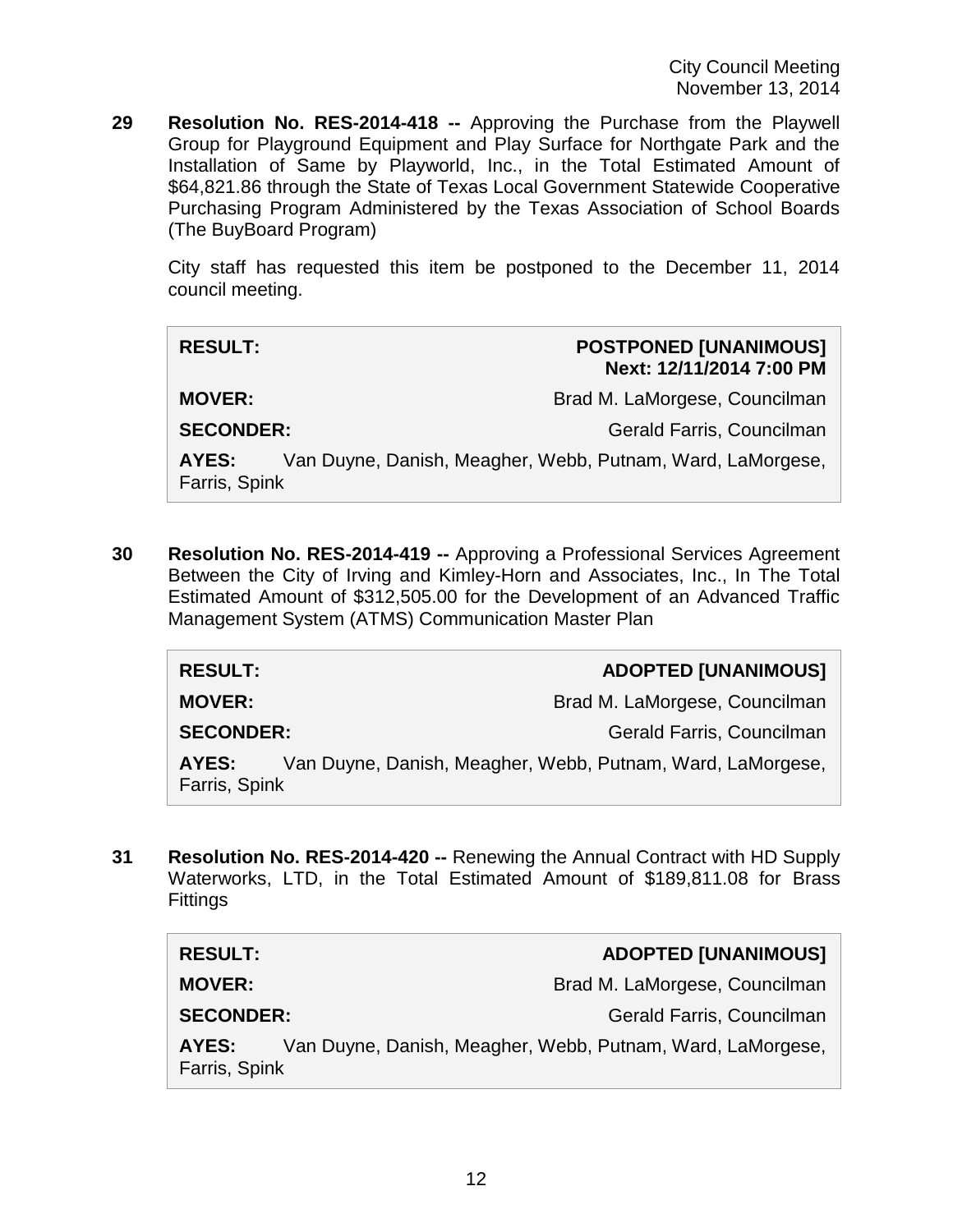**29 Resolution No. RES-2014-418 --** Approving the Purchase from the Playwell Group for Playground Equipment and Play Surface for Northgate Park and the Installation of Same by Playworld, Inc., in the Total Estimated Amount of $64,821.86 through the State of Texas Local Government Statewide Cooperative Purchasing Program Administered by the Texas Association of School Boards (The BuyBoard Program)

City staff has requested this item be postponed to the December 11, 2014 council meeting.

| | |
|---|---|
| **RESULT:** | **POSTPONED [UNANIMOUS] Next: 12/11/2014 7:00 PM** |
| **MOVER:** | Brad M. LaMorgese, Councilman |
| **SECONDER:** | Gerald Farris, Councilman |
| **AYES:** | Van Duyne, Danish, Meagher, Webb, Putnam, Ward, LaMorgese, Farris, Spink |

**30 Resolution No. RES-2014-419 --** Approving a Professional Services Agreement Between the City of Irving and Kimley-Horn and Associates, Inc., In The Total Estimated Amount of $312,505.00 for the Development of an Advanced Traffic Management System (ATMS) Communication Master Plan

| | |
|---|---|
| **RESULT:** | **ADOPTED [UNANIMOUS]** |
| **MOVER:** | Brad M. LaMorgese, Councilman |
| **SECONDER:** | Gerald Farris, Councilman |
| **AYES:** | Van Duyne, Danish, Meagher, Webb, Putnam, Ward, LaMorgese, Farris, Spink |

**31 Resolution No. RES-2014-420 --** Renewing the Annual Contract with HD Supply Waterworks, LTD, in the Total Estimated Amount of $189,811.08 for Brass Fittings

| | |
|---|---|
| **RESULT:** | **ADOPTED [UNANIMOUS]** |
| **MOVER:** | Brad M. LaMorgese, Councilman |
| **SECONDER:** | Gerald Farris, Councilman |
| **AYES:** | Van Duyne, Danish, Meagher, Webb, Putnam, Ward, LaMorgese, Farris, Spink |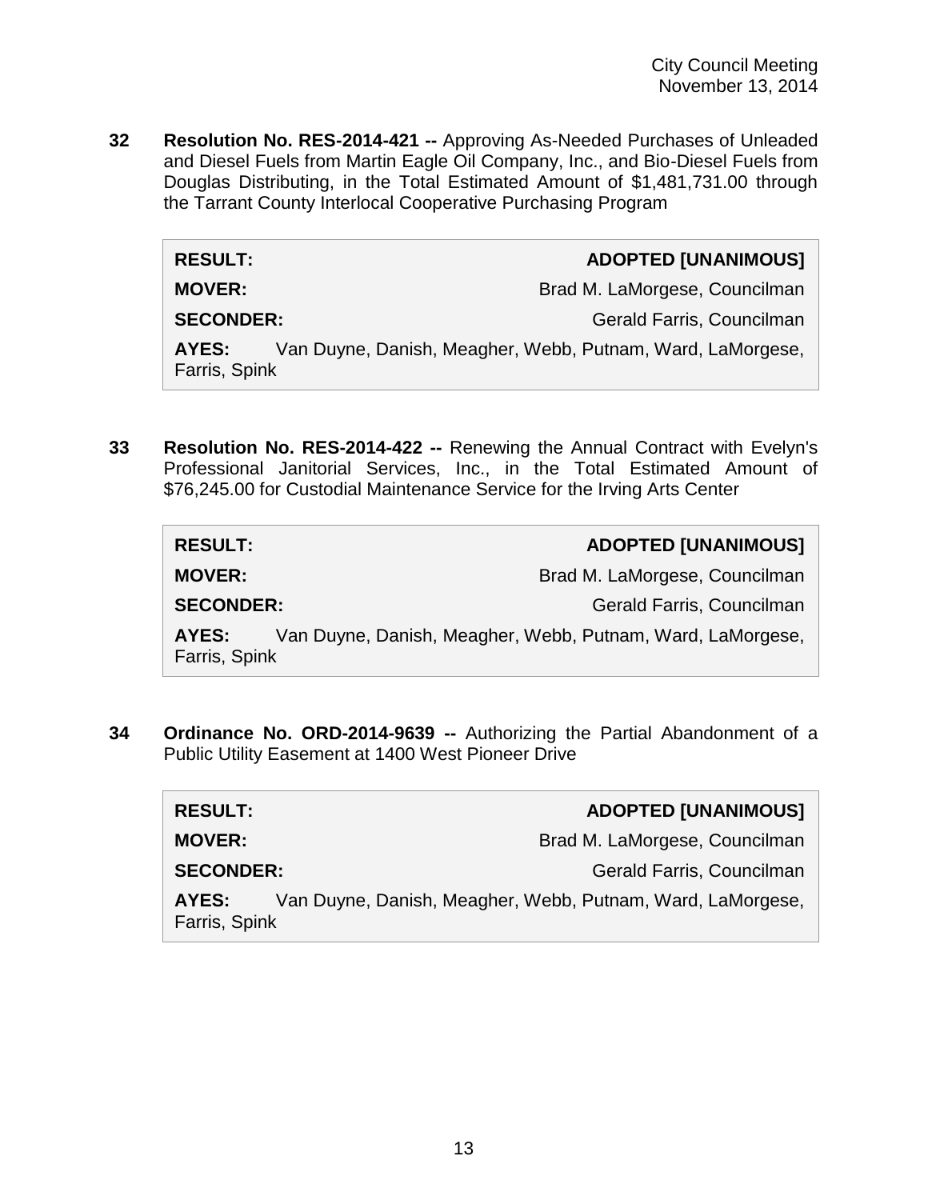**32 Resolution No. RES-2014-421 --** Approving As-Needed Purchases of Unleaded and Diesel Fuels from Martin Eagle Oil Company, Inc., and Bio-Diesel Fuels from Douglas Distributing, in the Total Estimated Amount of $1,481,731.00 through the Tarrant County Interlocal Cooperative Purchasing Program

| | |
|---|---|
| **RESULT:** | **ADOPTED [UNANIMOUS]** |
| **MOVER:** | Brad M. LaMorgese, Councilman |
| **SECONDER:** | Gerald Farris, Councilman |
| **AYES:** | Van Duyne, Danish, Meagher, Webb, Putnam, Ward, LaMorgese, Farris, Spink |

**33 Resolution No. RES-2014-422 --** Renewing the Annual Contract with Evelyn's Professional Janitorial Services, Inc., in the Total Estimated Amount of $76,245.00 for Custodial Maintenance Service for the Irving Arts Center

| | |
|---|---|
| **RESULT:** | **ADOPTED [UNANIMOUS]** |
| **MOVER:** | Brad M. LaMorgese, Councilman |
| **SECONDER:** | Gerald Farris, Councilman |
| **AYES:** | Van Duyne, Danish, Meagher, Webb, Putnam, Ward, LaMorgese, Farris, Spink |

**34 Ordinance No. ORD-2014-9639 --** Authorizing the Partial Abandonment of a Public Utility Easement at 1400 West Pioneer Drive

| | |
|---|---|
| **RESULT:** | **ADOPTED [UNANIMOUS]** |
| **MOVER:** | Brad M. LaMorgese, Councilman |
| **SECONDER:** | Gerald Farris, Councilman |
| **AYES:** | Van Duyne, Danish, Meagher, Webb, Putnam, Ward, LaMorgese, Farris, Spink |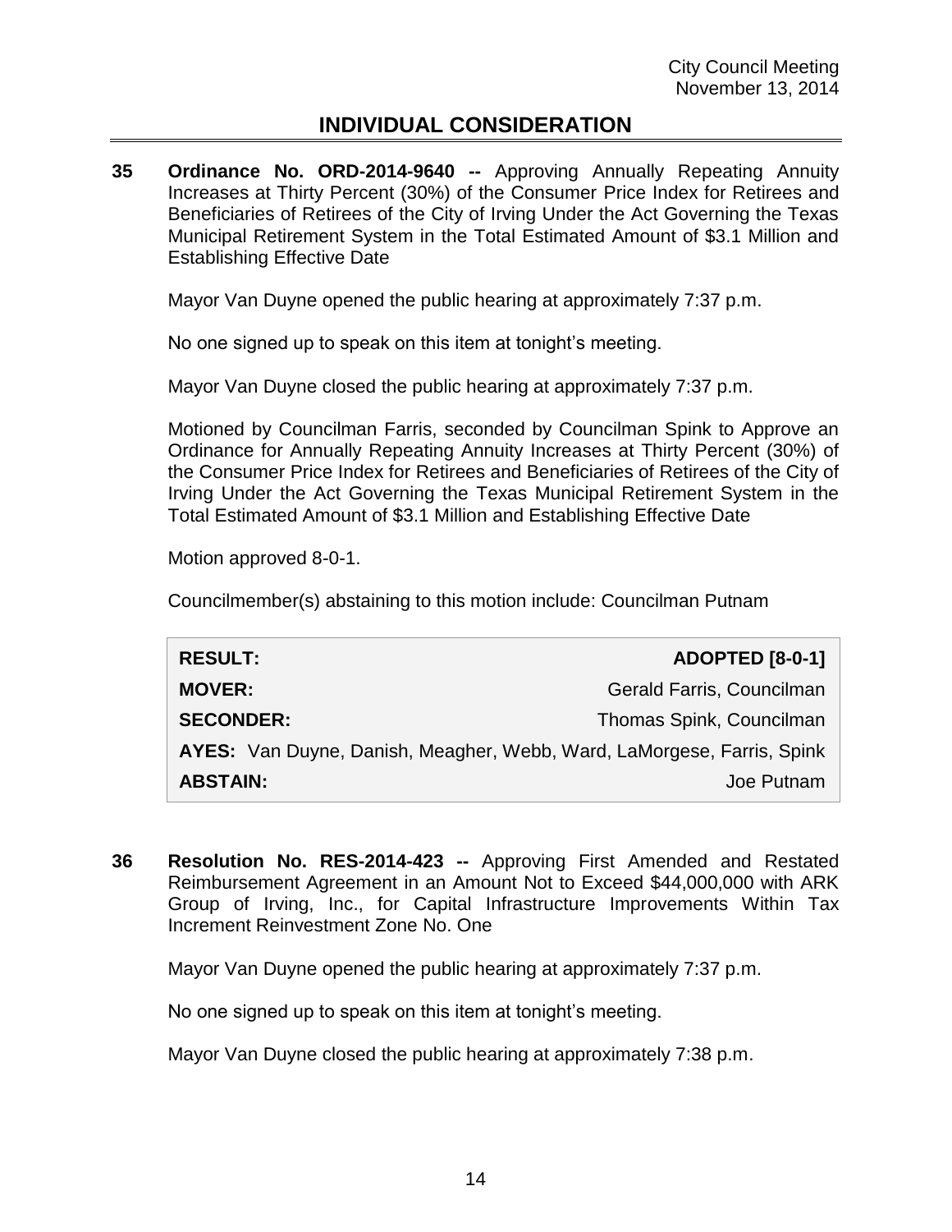## INDIVIDUAL CONSIDERATION

**35 Ordinance No. ORD-2014-9640 --** Approving Annually Repeating Annuity Increases at Thirty Percent (30%) of the Consumer Price Index for Retirees and Beneficiaries of Retirees of the City of Irving Under the Act Governing the Texas Municipal Retirement System in the Total Estimated Amount of $3.1 Million and Establishing Effective Date

Mayor Van Duyne opened the public hearing at approximately 7:37 p.m.

No one signed up to speak on this item at tonight's meeting.

Mayor Van Duyne closed the public hearing at approximately 7:37 p.m.

Motioned by Councilman Farris, seconded by Councilman Spink to Approve an Ordinance for Annually Repeating Annuity Increases at Thirty Percent (30%) of the Consumer Price Index for Retirees and Beneficiaries of Retirees of the City of Irving Under the Act Governing the Texas Municipal Retirement System in the Total Estimated Amount of $3.1 Million and Establishing Effective Date

Motion approved 8-0-1.

Councilmember(s) abstaining to this motion include: Councilman Putnam

| | |
|---|---|
| **RESULT:** | **ADOPTED [8-0-1]** |
| **MOVER:** | Gerald Farris, Councilman |
| **SECONDER:** | Thomas Spink, Councilman |
| **AYES:** | Van Duyne, Danish, Meagher, Webb, Ward, LaMorgese, Farris, Spink |
| **ABSTAIN:** | Joe Putnam |

**36 Resolution No. RES-2014-423 --** Approving First Amended and Restated Reimbursement Agreement in an Amount Not to Exceed $44,000,000 with ARK Group of Irving, Inc., for Capital Infrastructure Improvements Within Tax Increment Reinvestment Zone No. One

Mayor Van Duyne opened the public hearing at approximately 7:37 p.m.

No one signed up to speak on this item at tonight's meeting.

Mayor Van Duyne closed the public hearing at approximately 7:38 p.m.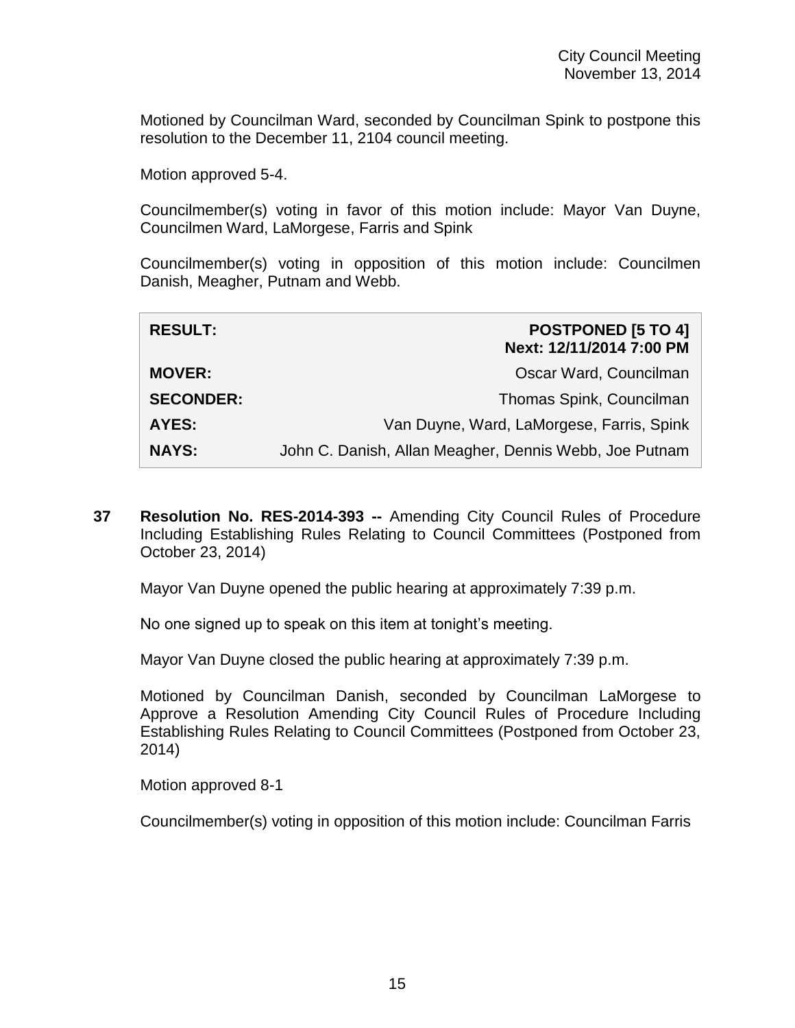Motioned by Councilman Ward, seconded by Councilman Spink to postpone this resolution to the December 11, 2104 council meeting.

Motion approved 5-4.

Councilmember(s) voting in favor of this motion include: Mayor Van Duyne, Councilmen Ward, LaMorgese, Farris and Spink

Councilmember(s) voting in opposition of this motion include: Councilmen Danish, Meagher, Putnam and Webb.

| | |
|---|---|
| **RESULT:** | **POSTPONED [5 TO 4] Next: 12/11/2014 7:00 PM** |
| **MOVER:** | Oscar Ward, Councilman |
| **SECONDER:** | Thomas Spink, Councilman |
| **AYES:** | Van Duyne, Ward, LaMorgese, Farris, Spink |
| **NAYS:** | John C. Danish, Allan Meagher, Dennis Webb, Joe Putnam |

**37 Resolution No. RES-2014-393 --** Amending City Council Rules of Procedure Including Establishing Rules Relating to Council Committees (Postponed from October 23, 2014)

Mayor Van Duyne opened the public hearing at approximately 7:39 p.m.

No one signed up to speak on this item at tonight's meeting.

Mayor Van Duyne closed the public hearing at approximately 7:39 p.m.

Motioned by Councilman Danish, seconded by Councilman LaMorgese to Approve a Resolution Amending City Council Rules of Procedure Including Establishing Rules Relating to Council Committees (Postponed from October 23, 2014)

Motion approved 8-1

Councilmember(s) voting in opposition of this motion include: Councilman Farris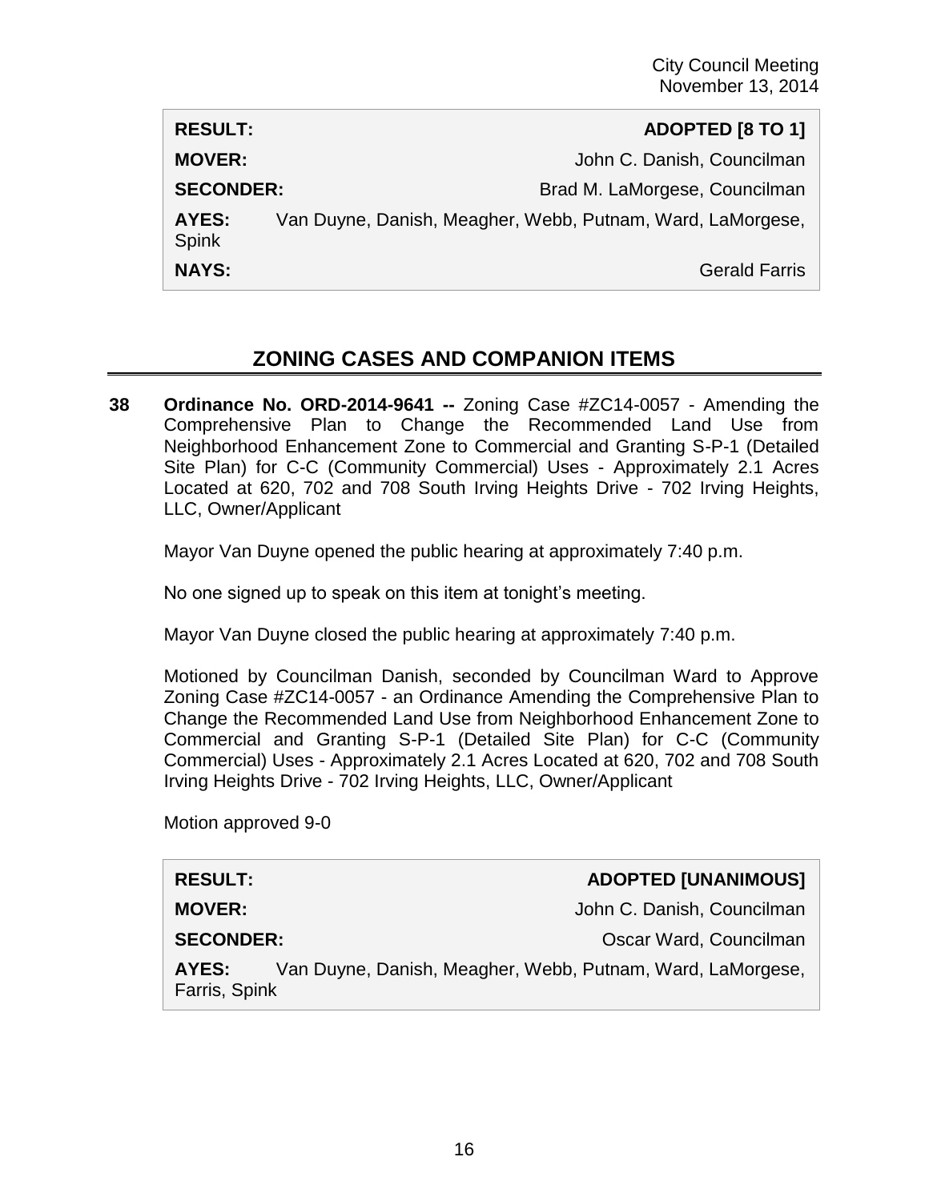| | |
|---|---|
| **RESULT:** | **ADOPTED [8 TO 1]** |
| **MOVER:** | John C. Danish, Councilman |
| **SECONDER:** | Brad M. LaMorgese, Councilman |
| **AYES:** | Van Duyne, Danish, Meagher, Webb, Putnam, Ward, LaMorgese, Spink |
| **NAYS:** | Gerald Farris |

## ZONING CASES AND COMPANION ITEMS

**38 Ordinance No. ORD-2014-9641 --** Zoning Case #ZC14-0057 - Amending the Comprehensive Plan to Change the Recommended Land Use from Neighborhood Enhancement Zone to Commercial and Granting S-P-1 (Detailed Site Plan) for C-C (Community Commercial) Uses - Approximately 2.1 Acres Located at 620, 702 and 708 South Irving Heights Drive - 702 Irving Heights, LLC, Owner/Applicant

Mayor Van Duyne opened the public hearing at approximately 7:40 p.m.

No one signed up to speak on this item at tonight's meeting.

Mayor Van Duyne closed the public hearing at approximately 7:40 p.m.

Motioned by Councilman Danish, seconded by Councilman Ward to Approve Zoning Case #ZC14-0057 - an Ordinance Amending the Comprehensive Plan to Change the Recommended Land Use from Neighborhood Enhancement Zone to Commercial and Granting S-P-1 (Detailed Site Plan) for C-C (Community Commercial) Uses - Approximately 2.1 Acres Located at 620, 702 and 708 South Irving Heights Drive - 702 Irving Heights, LLC, Owner/Applicant

Motion approved 9-0

| | |
|---|---|
| **RESULT:** | **ADOPTED [UNANIMOUS]** |
| **MOVER:** | John C. Danish, Councilman |
| **SECONDER:** | Oscar Ward, Councilman |
| **AYES:** | Van Duyne, Danish, Meagher, Webb, Putnam, Ward, LaMorgese, Farris, Spink |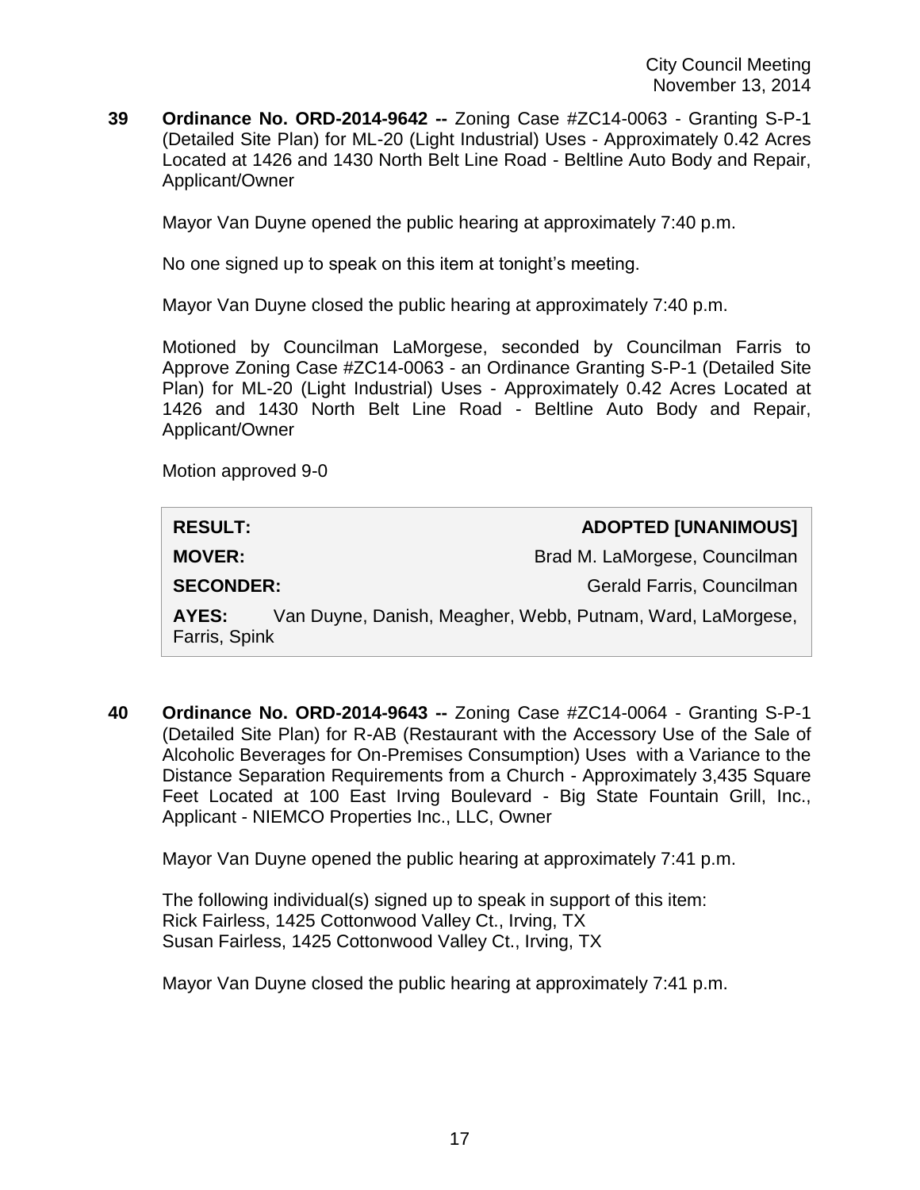**39 Ordinance No. ORD-2014-9642 --** Zoning Case #ZC14-0063 - Granting S-P-1 (Detailed Site Plan) for ML-20 (Light Industrial) Uses - Approximately 0.42 Acres Located at 1426 and 1430 North Belt Line Road - Beltline Auto Body and Repair, Applicant/Owner

Mayor Van Duyne opened the public hearing at approximately 7:40 p.m.

No one signed up to speak on this item at tonight's meeting.

Mayor Van Duyne closed the public hearing at approximately 7:40 p.m.

Motioned by Councilman LaMorgese, seconded by Councilman Farris to Approve Zoning Case #ZC14-0063 - an Ordinance Granting S-P-1 (Detailed Site Plan) for ML-20 (Light Industrial) Uses - Approximately 0.42 Acres Located at 1426 and 1430 North Belt Line Road - Beltline Auto Body and Repair, Applicant/Owner

Motion approved 9-0

| **RESULT:** | **ADOPTED [UNANIMOUS]** |
|---|---|
| **MOVER:** | Brad M. LaMorgese, Councilman |
| **SECONDER:** | Gerald Farris, Councilman |
| **AYES:** | Van Duyne, Danish, Meagher, Webb, Putnam, Ward, LaMorgese, Farris, Spink |

**40 Ordinance No. ORD-2014-9643 --** Zoning Case #ZC14-0064 - Granting S-P-1 (Detailed Site Plan) for R-AB (Restaurant with the Accessory Use of the Sale of Alcoholic Beverages for On-Premises Consumption) Uses with a Variance to the Distance Separation Requirements from a Church - Approximately 3,435 Square Feet Located at 100 East Irving Boulevard - Big State Fountain Grill, Inc., Applicant - NIEMCO Properties Inc., LLC, Owner

Mayor Van Duyne opened the public hearing at approximately 7:41 p.m.

The following individual(s) signed up to speak in support of this item:
Rick Fairless, 1425 Cottonwood Valley Ct., Irving, TX
Susan Fairless, 1425 Cottonwood Valley Ct., Irving, TX

Mayor Van Duyne closed the public hearing at approximately 7:41 p.m.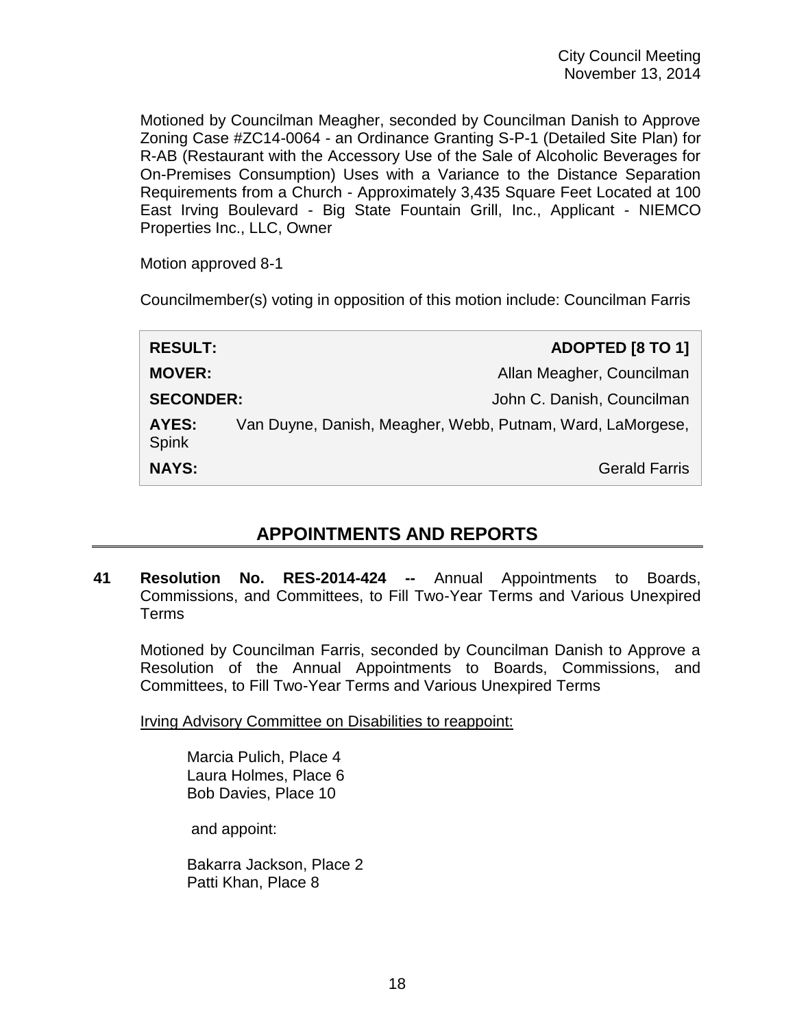Motioned by Councilman Meagher, seconded by Councilman Danish to Approve Zoning Case #ZC14-0064 - an Ordinance Granting S-P-1 (Detailed Site Plan) for R-AB (Restaurant with the Accessory Use of the Sale of Alcoholic Beverages for On-Premises Consumption) Uses with a Variance to the Distance Separation Requirements from a Church - Approximately 3,435 Square Feet Located at 100 East Irving Boulevard - Big State Fountain Grill, Inc., Applicant - NIEMCO Properties Inc., LLC, Owner

Motion approved 8-1

Councilmember(s) voting in opposition of this motion include: Councilman Farris

| | |
|---|---|
| **RESULT:** | **ADOPTED [8 TO 1]** |
| **MOVER:** | Allan Meagher, Councilman |
| **SECONDER:** | John C. Danish, Councilman |
| **AYES:** | Van Duyne, Danish, Meagher, Webb, Putnam, Ward, LaMorgese, Spink |
| **NAYS:** | Gerald Farris |

## APPOINTMENTS AND REPORTS

**41 Resolution No. RES-2014-424 --** Annual Appointments to Boards, Commissions, and Committees, to Fill Two-Year Terms and Various Unexpired Terms

Motioned by Councilman Farris, seconded by Councilman Danish to Approve a Resolution of the Annual Appointments to Boards, Commissions, and Committees, to Fill Two-Year Terms and Various Unexpired Terms

Irving Advisory Committee on Disabilities to reappoint:

Marcia Pulich, Place 4
Laura Holmes, Place 6
Bob Davies, Place 10

and appoint:

Bakarra Jackson, Place 2
Patti Khan, Place 8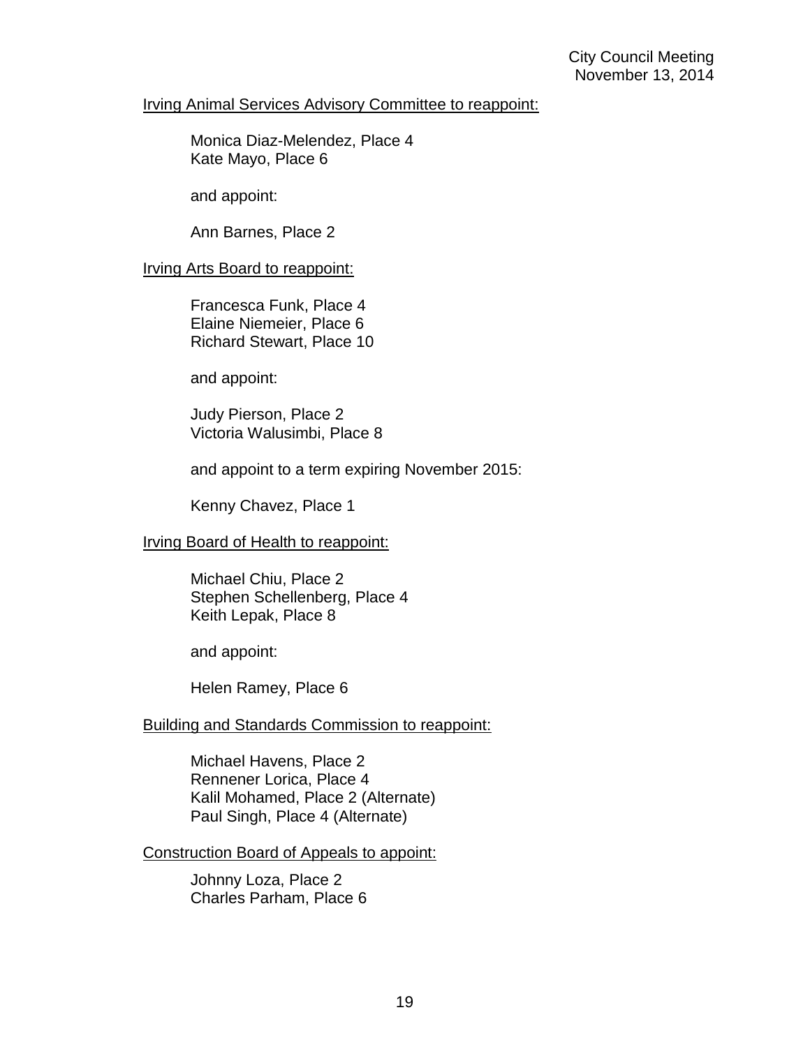Irving Animal Services Advisory Committee to reappoint:

Monica Diaz-Melendez, Place 4
Kate Mayo, Place 6

and appoint:

Ann Barnes, Place 2

Irving Arts Board to reappoint:

Francesca Funk, Place 4
Elaine Niemeier, Place 6
Richard Stewart, Place 10

and appoint:

Judy Pierson, Place 2
Victoria Walusimbi, Place 8

and appoint to a term expiring November 2015:

Kenny Chavez, Place 1

Irving Board of Health to reappoint:

Michael Chiu, Place 2
Stephen Schellenberg, Place 4
Keith Lepak, Place 8

and appoint:

Helen Ramey, Place 6

Building and Standards Commission to reappoint:

Michael Havens, Place 2
Rennener Lorica, Place 4
Kalil Mohamed, Place 2 (Alternate)
Paul Singh, Place 4 (Alternate)

Construction Board of Appeals to appoint:

Johnny Loza, Place 2
Charles Parham, Place 6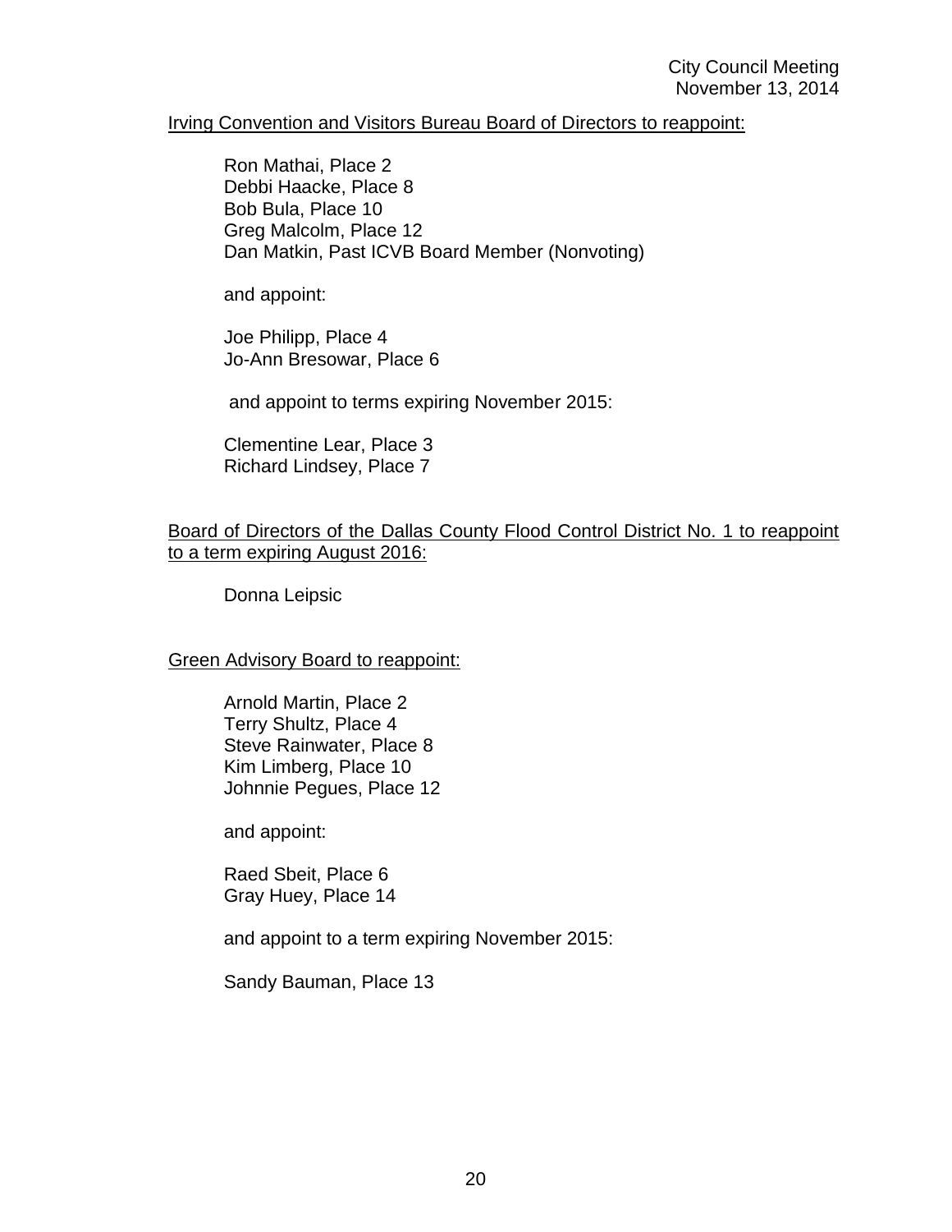Irving Convention and Visitors Bureau Board of Directors to reappoint:

Ron Mathai, Place 2
Debbi Haacke, Place 8
Bob Bula, Place 10
Greg Malcolm, Place 12
Dan Matkin, Past ICVB Board Member (Nonvoting)

and appoint:

Joe Philipp, Place 4
Jo-Ann Bresowar, Place 6

and appoint to terms expiring November 2015:

Clementine Lear, Place 3
Richard Lindsey, Place 7

Board of Directors of the Dallas County Flood Control District No. 1 to reappoint to a term expiring August 2016:

Donna Leipsic

Green Advisory Board to reappoint:

Arnold Martin, Place 2
Terry Shultz, Place 4
Steve Rainwater, Place 8
Kim Limberg, Place 10
Johnnie Pegues, Place 12

and appoint:

Raed Sbeit, Place 6
Gray Huey, Place 14

and appoint to a term expiring November 2015:

Sandy Bauman, Place 13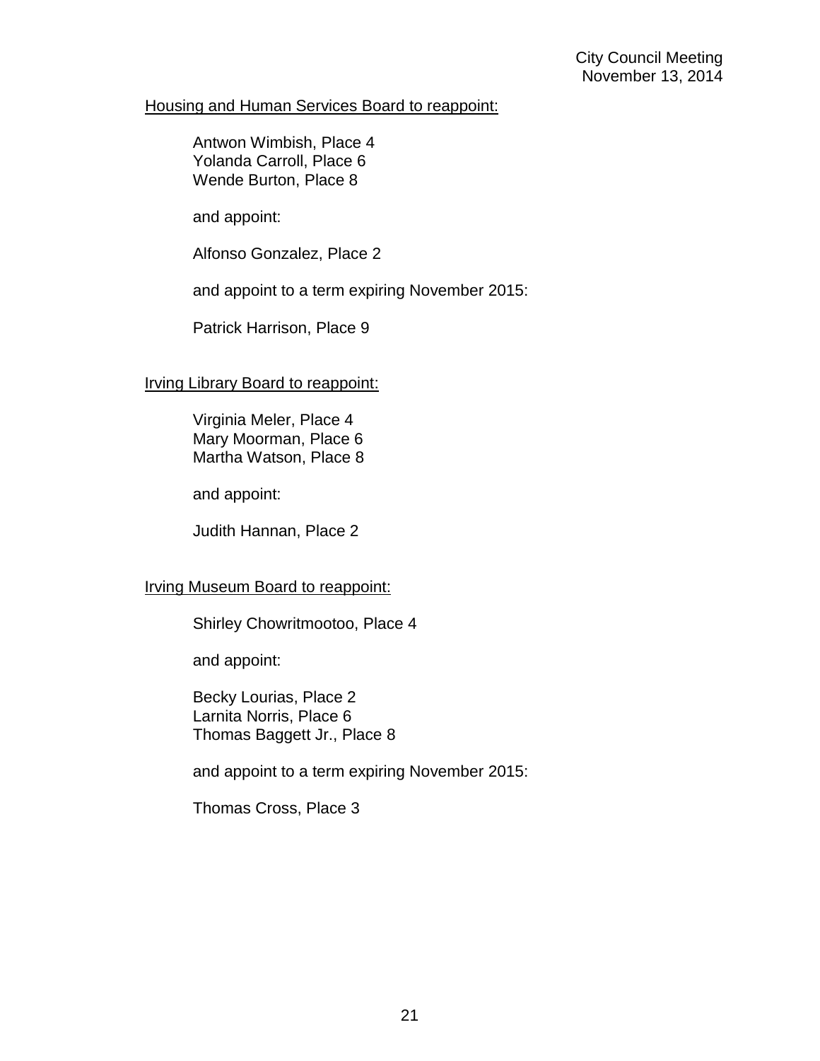Housing and Human Services Board to reappoint:

Antwon Wimbish, Place 4
Yolanda Carroll, Place 6
Wende Burton, Place 8

and appoint:

Alfonso Gonzalez, Place 2

and appoint to a term expiring November 2015:

Patrick Harrison, Place 9

Irving Library Board to reappoint:

Virginia Meler, Place 4
Mary Moorman, Place 6
Martha Watson, Place 8

and appoint:

Judith Hannan, Place 2

Irving Museum Board to reappoint:

Shirley Chowritmootoo, Place 4

and appoint:

Becky Lourias, Place 2
Larnita Norris, Place 6
Thomas Baggett Jr., Place 8

and appoint to a term expiring November 2015:

Thomas Cross, Place 3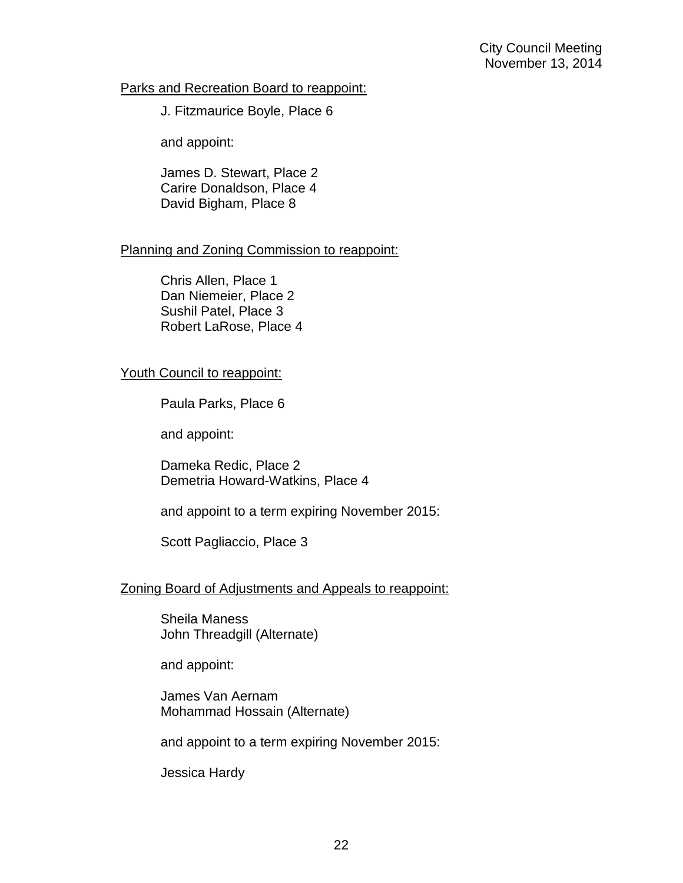<u>Parks and Recreation Board to reappoint:</u>

J. Fitzmaurice Boyle, Place 6

and appoint:

James D. Stewart, Place 2
Carire Donaldson, Place 4
David Bigham, Place 8

<u>Planning and Zoning Commission to reappoint:</u>

Chris Allen, Place 1
Dan Niemeier, Place 2
Sushil Patel, Place 3
Robert LaRose, Place 4

<u>Youth Council to reappoint:</u>

Paula Parks, Place 6

and appoint:

Dameka Redic, Place 2
Demetria Howard-Watkins, Place 4

and appoint to a term expiring November 2015:

Scott Pagliaccio, Place 3

<u>Zoning Board of Adjustments and Appeals to reappoint:</u>

Sheila Maness
John Threadgill (Alternate)

and appoint:

James Van Aernam
Mohammad Hossain (Alternate)

and appoint to a term expiring November 2015:

Jessica Hardy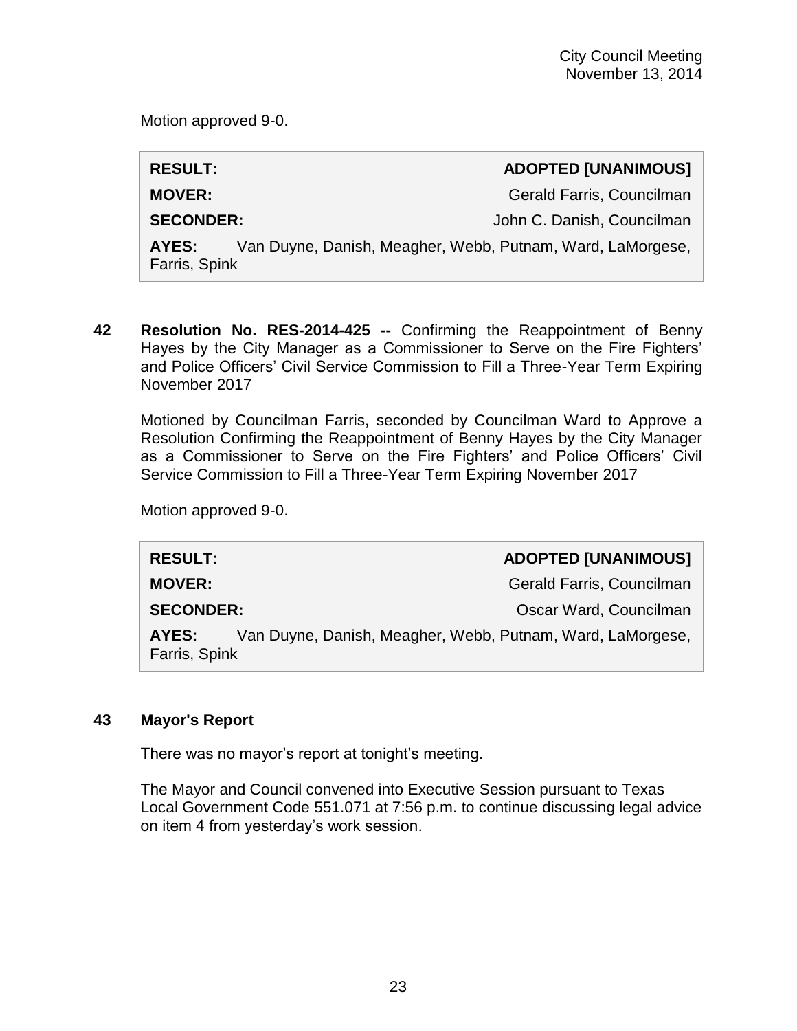Motion approved 9-0.

| **RESULT:** | **ADOPTED [UNANIMOUS]** |
|---|---|
| **MOVER:** | Gerald Farris, Councilman |
| **SECONDER:** | John C. Danish, Councilman |
| **AYES:** | Van Duyne, Danish, Meagher, Webb, Putnam, Ward, LaMorgese, Farris, Spink |

**42 Resolution No. RES-2014-425 --** Confirming the Reappointment of Benny Hayes by the City Manager as a Commissioner to Serve on the Fire Fighters' and Police Officers' Civil Service Commission to Fill a Three-Year Term Expiring November 2017

Motioned by Councilman Farris, seconded by Councilman Ward to Approve a Resolution Confirming the Reappointment of Benny Hayes by the City Manager as a Commissioner to Serve on the Fire Fighters' and Police Officers' Civil Service Commission to Fill a Three-Year Term Expiring November 2017

Motion approved 9-0.

| **RESULT:** | **ADOPTED [UNANIMOUS]** |
|---|---|
| **MOVER:** | Gerald Farris, Councilman |
| **SECONDER:** | Oscar Ward, Councilman |
| **AYES:** | Van Duyne, Danish, Meagher, Webb, Putnam, Ward, LaMorgese, Farris, Spink |

**43 Mayor's Report**

There was no mayor's report at tonight's meeting.

The Mayor and Council convened into Executive Session pursuant to Texas Local Government Code 551.071 at 7:56 p.m. to continue discussing legal advice on item 4 from yesterday's work session.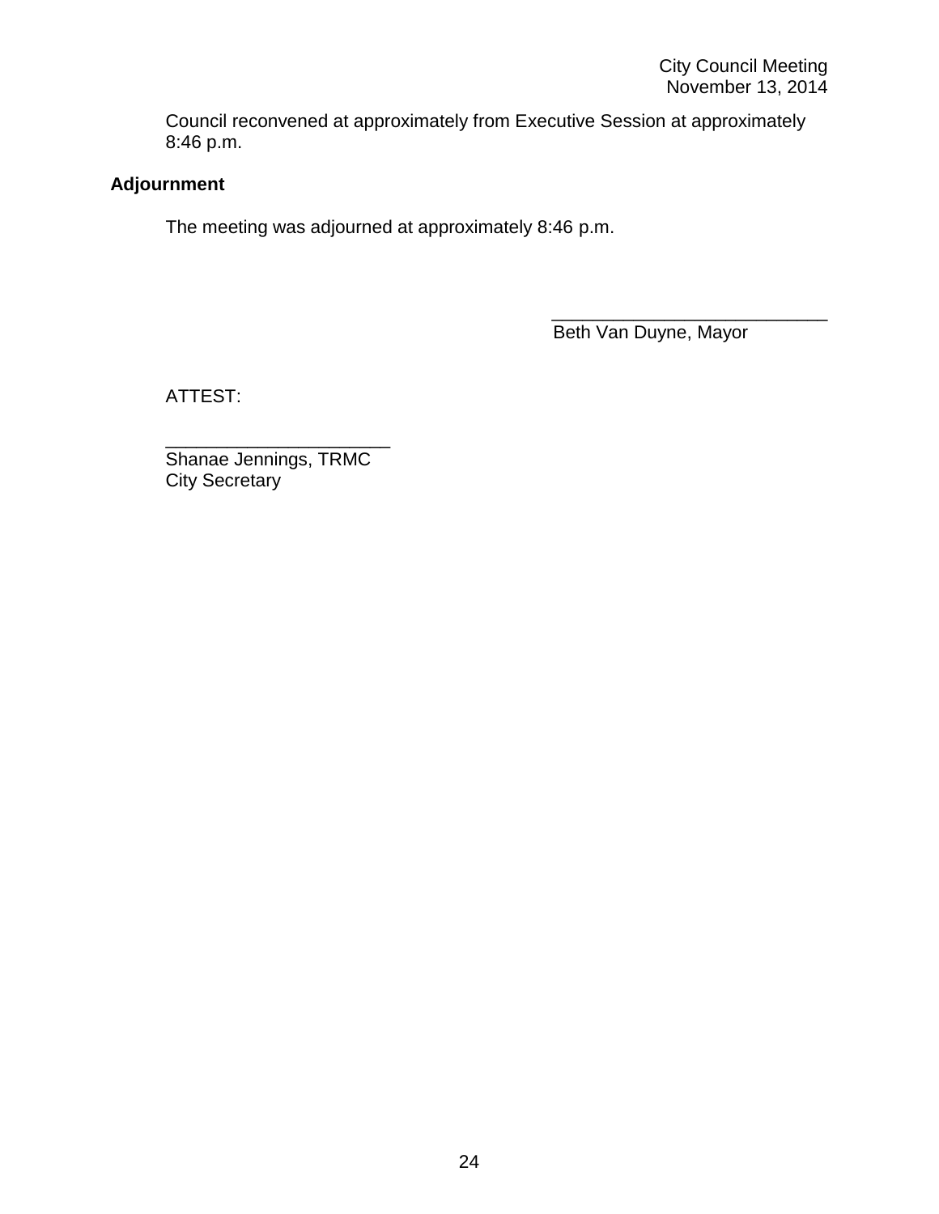Council reconvened at approximately from Executive Session at approximately 8:46 p.m.

**Adjournment**

The meeting was adjourned at approximately 8:46 p.m.

\_\_\_\_\_\_\_\_\_\_\_\_\_\_\_\_\_\_\_\_\_\_\_\_\_\_\_\_
Beth Van Duyne, Mayor

ATTEST:

\_\_\_\_\_\_\_\_\_\_\_\_\_\_\_\_\_\_\_\_\_\_\_
Shanae Jennings, TRMC
City Secretary